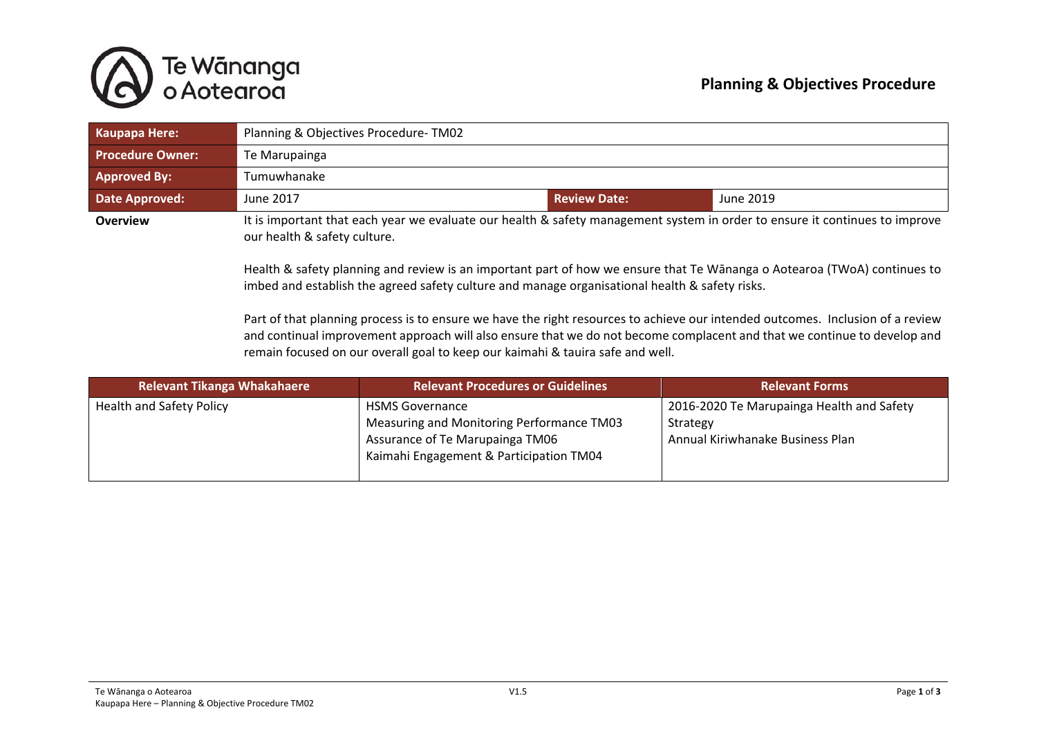# Planning & Objectives Procedure

| Kaupapa Here: | Planning & Objectives Procedure- TM02 | | |
|---|---|---|---|
| **Procedure Owner:** | Te Marupainga | | |
| **Approved By:** | Tumuwhanake | | |
| **Date Approved:** | June 2017 | **Review Date:** | June 2019 |

**Overview**

It is important that each year we evaluate our health & safety management system in order to ensure it continues to improve our health & safety culture.

Health & safety planning and review is an important part of how we ensure that Te Wānanga o Aotearoa (TWoA) continues to imbed and establish the agreed safety culture and manage organisational health & safety risks.

Part of that planning process is to ensure we have the right resources to achieve our intended outcomes. Inclusion of a review and continual improvement approach will also ensure that we do not become complacent and that we continue to develop and remain focused on our overall goal to keep our kaimahi & tauira safe and well.

| Relevant Tikanga Whakahaere | Relevant Procedures or Guidelines | Relevant Forms |
|---|---|---|
| Health and Safety Policy | HSMS Governance<br>Measuring and Monitoring Performance TM03<br>Assurance of Te Marupainga TM06<br>Kaimahi Engagement & Participation TM04 | 2016-2020 Te Marupainga Health and Safety Strategy<br>Annual Kiriwhanake Business Plan |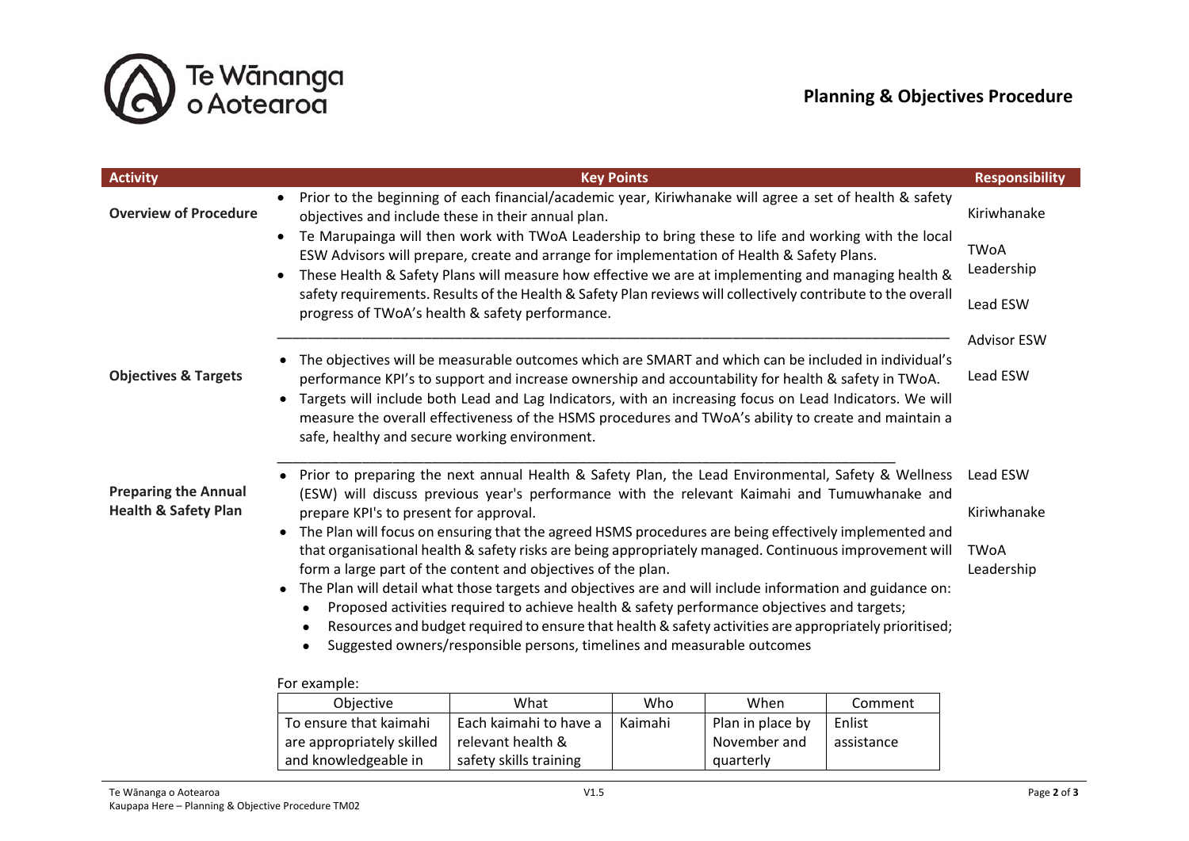## Planning & Objectives Procedure

| Activity | Key Points | Responsibility |
|---|---|---|
| **Overview of Procedure** | • Prior to the beginning of each financial/academic year, Kiriwhanake will agree a set of health & safety objectives and include these in their annual plan.<br>• Te Marupainga will then work with TWoA Leadership to bring these to life and working with the local ESW Advisors will prepare, create and arrange for implementation of Health & Safety Plans.<br>• These Health & Safety Plans will measure how effective we are at implementing and managing health & safety requirements. Results of the Health & Safety Plan reviews will collectively contribute to the overall progress of TWoA's health & safety performance. | Kiriwhanake<br>TWoA Leadership<br>Lead ESW<br>Advisor ESW |
| **Objectives & Targets** | • The objectives will be measurable outcomes which are SMART and which can be included in individual's performance KPI's to support and increase ownership and accountability for health & safety in TWoA.<br>• Targets will include both Lead and Lag Indicators, with an increasing focus on Lead Indicators. We will measure the overall effectiveness of the HSMS procedures and TWoA's ability to create and maintain a safe, healthy and secure working environment. | Lead ESW |
| **Preparing the Annual Health & Safety Plan** | • Prior to preparing the next annual Health & Safety Plan, the Lead Environmental, Safety & Wellness (ESW) will discuss previous year's performance with the relevant Kaimahi and Tumuwhanake and prepare KPI's to present for approval.<br>• The Plan will focus on ensuring that the agreed HSMS procedures are being effectively implemented and that organisational health & safety risks are being appropriately managed. Continuous improvement will form a large part of the content and objectives of the plan.<br>• The Plan will detail what those targets and objectives are and will include information and guidance on:<br>  • Proposed activities required to achieve health & safety performance objectives and targets;<br>  • Resources and budget required to ensure that health & safety activities are appropriately prioritised;<br>  • Suggested owners/responsible persons, timelines and measurable outcomes | Lead ESW<br>Kiriwhanake<br>TWoA Leadership |

For example:

| Objective | What | Who | When | Comment |
|---|---|---|---|---|
| To ensure that kaimahi are appropriately skilled and knowledgeable in | Each kaimahi to have a relevant health & safety skills training | Kaimahi | Plan in place by November and quarterly | Enlist assistance |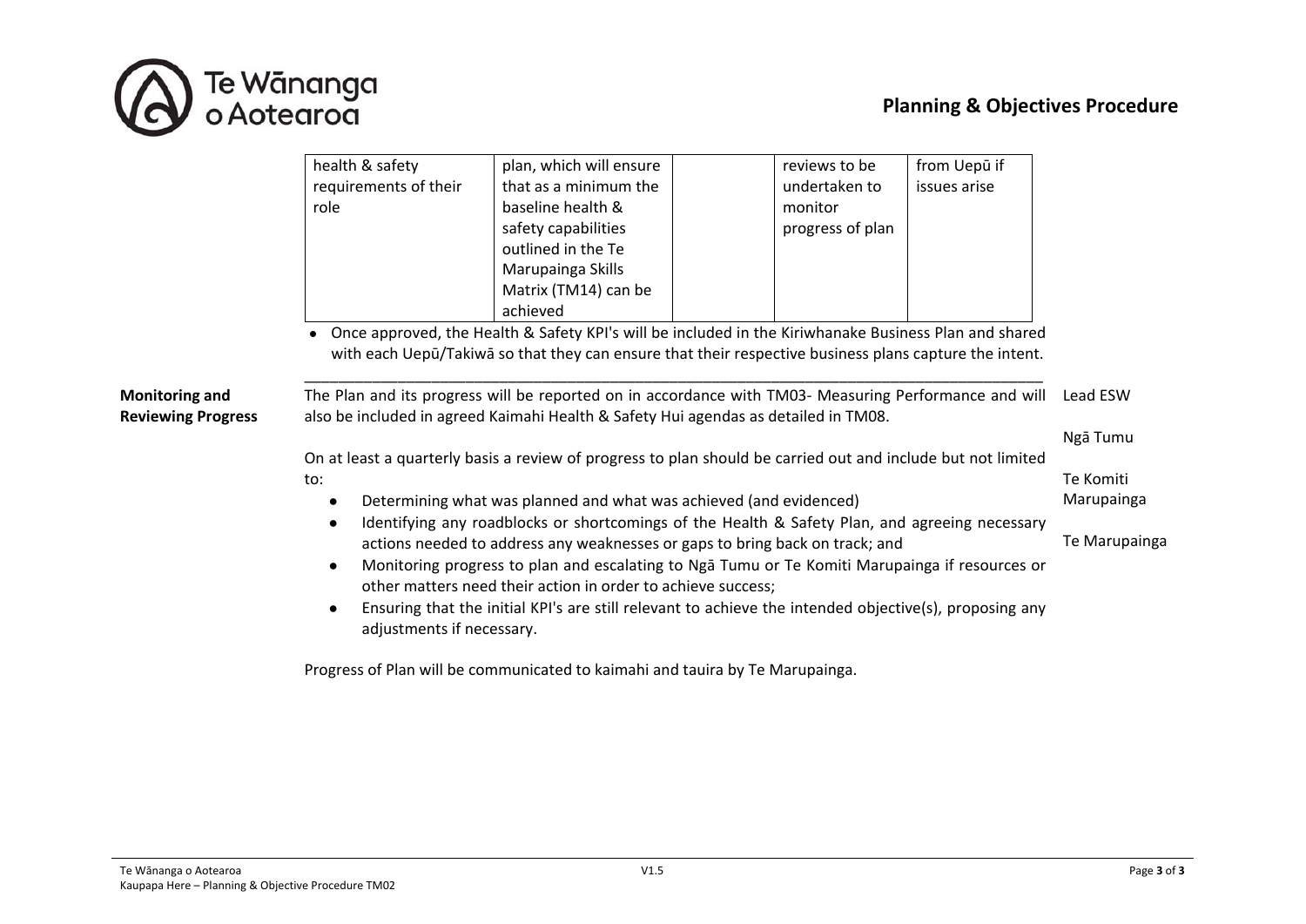| | | | | |
|---|---|---|---|---|
| health & safety requirements of their role | plan, which will ensure that as a minimum the baseline health & safety capabilities outlined in the Te Marupainga Skills Matrix (TM14) can be achieved | | reviews to be undertaken to monitor progress of plan | from Uepū if issues arise |

- Once approved, the Health & Safety KPI's will be included in the Kiriwhanake Business Plan and shared with each Uepū/Takiwā so that they can ensure that their respective business plans capture the intent.

---

**Monitoring and Reviewing Progress**

The Plan and its progress will be reported on in accordance with TM03- Measuring Performance and will also be included in agreed Kaimahi Health & Safety Hui agendas as detailed in TM08.

On at least a quarterly basis a review of progress to plan should be carried out and include but not limited to:

- Determining what was planned and what was achieved (and evidenced)
- Identifying any roadblocks or shortcomings of the Health & Safety Plan, and agreeing necessary actions needed to address any weaknesses or gaps to bring back on track; and
- Monitoring progress to plan and escalating to Ngā Tumu or Te Komiti Marupainga if resources or other matters need their action in order to achieve success;
- Ensuring that the initial KPI's are still relevant to achieve the intended objective(s), proposing any adjustments if necessary.

Progress of Plan will be communicated to kaimahi and tauira by Te Marupainga.

Lead ESW

Ngā Tumu

Te Komiti Marupainga

Te Marupainga